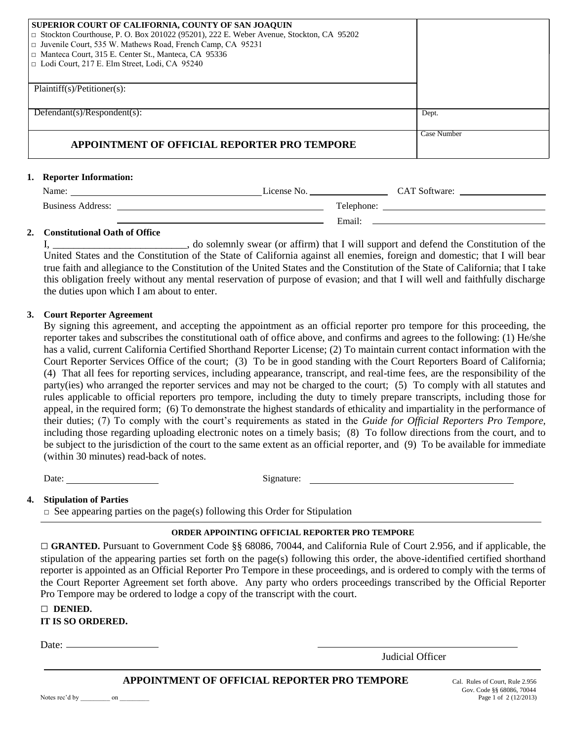**SUPERIOR COURT OF CALIFORNIA, COUNTY OF SAN JOAQUIN**

□ Stockton Courthouse, P. O. Box 201022 (95201), 222 E. Weber Avenue, Stockton, CA 95202
□ Juvenile Court, 535 W. Mathews Road, French Camp, CA 95231
□ Manteca Court, 315 E. Center St., Manteca, CA 95336
□ Lodi Court, 217 E. Elm Street, Lodi, CA 95240

Plaintiff(s)/Petitioner(s):

Defendant(s)/Respondent(s): Dept.

Case Number

## APPOINTMENT OF OFFICIAL REPORTER PRO TEMPORE

**1. Reporter Information:**

Name: ______________________ License No. ____________ CAT Software: ____________

Business Address: ______________________ Telephone: ____________

______________________ Email: ____________

**2. Constitutional Oath of Office**

I, __________________________, do solemnly swear (or affirm) that I will support and defend the Constitution of the United States and the Constitution of the State of California against all enemies, foreign and domestic; that I will bear true faith and allegiance to the Constitution of the United States and the Constitution of the State of California; that I take this obligation freely without any mental reservation of purpose of evasion; and that I will well and faithfully discharge the duties upon which I am about to enter.

**3. Court Reporter Agreement**

By signing this agreement, and accepting the appointment as an official reporter pro tempore for this proceeding, the reporter takes and subscribes the constitutional oath of office above, and confirms and agrees to the following: (1) He/she has a valid, current California Certified Shorthand Reporter License; (2) To maintain current contact information with the Court Reporter Services Office of the court; (3) To be in good standing with the Court Reporters Board of California; (4) That all fees for reporting services, including appearance, transcript, and real-time fees, are the responsibility of the party(ies) who arranged the reporter services and may not be charged to the court; (5) To comply with all statutes and rules applicable to official reporters pro tempore, including the duty to timely prepare transcripts, including those for appeal, in the required form; (6) To demonstrate the highest standards of ethicality and impartiality in the performance of their duties; (7) To comply with the court's requirements as stated in the *Guide for Official Reporters Pro Tempore,* including those regarding uploading electronic notes on a timely basis; (8) To follow directions from the court, and to be subject to the jurisdiction of the court to the same extent as an official reporter, and (9) To be available for immediate (within 30 minutes) read-back of notes.

Date: ____________ Signature: ______________________

**4. Stipulation of Parties**

□ See appearing parties on the page(s) following this Order for Stipulation

### ORDER APPOINTING OFFICIAL REPORTER PRO TEMPORE

□ **GRANTED.** Pursuant to Government Code §§ 68086, 70044, and California Rule of Court 2.956, and if applicable, the stipulation of the appearing parties set forth on the page(s) following this order, the above-identified certified shorthand reporter is appointed as an Official Reporter Pro Tempore in these proceedings, and is ordered to comply with the terms of the Court Reporter Agreement set forth above. Any party who orders proceedings transcribed by the Official Reporter Pro Tempore may be ordered to lodge a copy of the transcript with the court.

□ **DENIED.**

**IT IS SO ORDERED.**

Date: ____________ ______________________
Judicial Officer

Notes rec'd by _________ on _________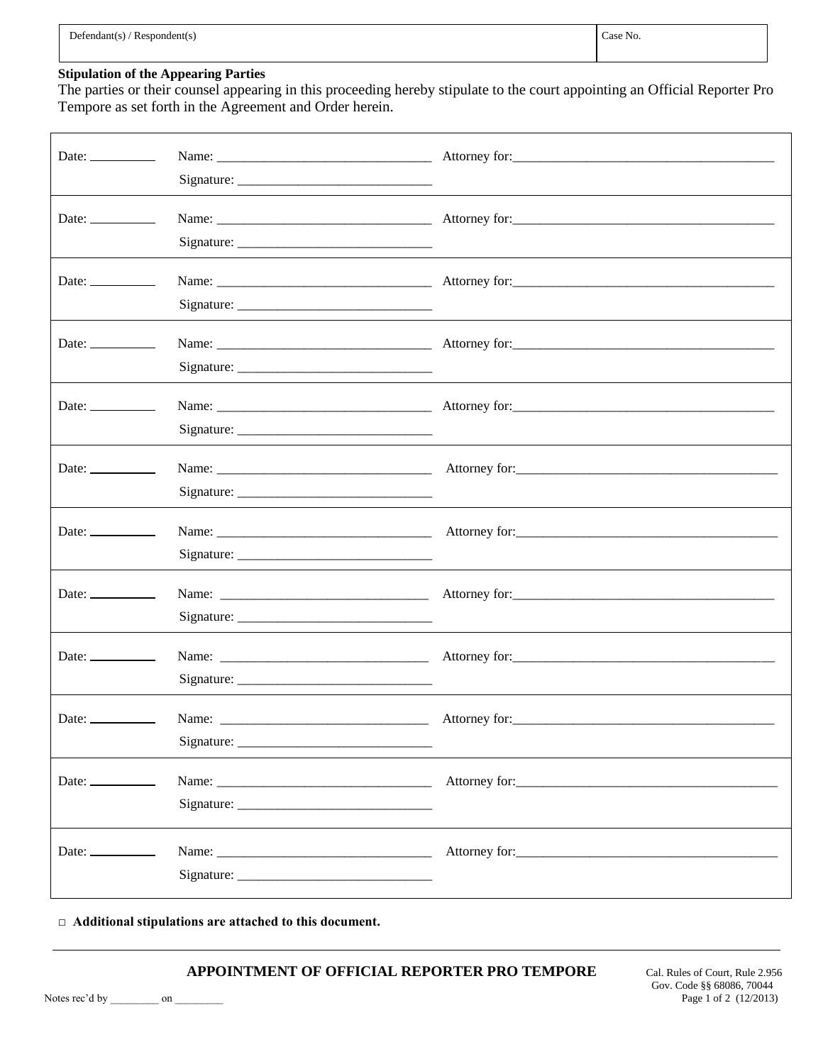| Defendant(s) / Respondent(s) | Case No. |
|---|---|
| | |

**Stipulation of the Appearing Parties**

The parties or their counsel appearing in this proceeding hereby stipulate to the court appointing an Official Reporter Pro Tempore as set forth in the Agreement and Order herein.

| | | |
|---|---|---|
| Date: __________ | Name: ________________________________<br>Signature: ____________________________ | Attorney for:________________________________________ |
| Date: __________ | Name: ________________________________<br>Signature: ____________________________ | Attorney for:________________________________________ |
| Date: __________ | Name: ________________________________<br>Signature: ____________________________ | Attorney for:________________________________________ |
| Date: __________ | Name: ________________________________<br>Signature: ____________________________ | Attorney for:________________________________________ |
| Date: __________ | Name: ________________________________<br>Signature: ____________________________ | Attorney for:________________________________________ |
| Date: __________ | Name: ________________________________<br>Signature: ____________________________ | Attorney for:________________________________________ |
| Date: __________ | Name: ________________________________<br>Signature: ____________________________ | Attorney for:________________________________________ |
| Date: __________ | Name: ________________________________<br>Signature: ____________________________ | Attorney for:________________________________________ |
| Date: __________ | Name: ________________________________<br>Signature: ____________________________ | Attorney for:________________________________________ |
| Date: __________ | Name: ________________________________<br>Signature: ____________________________ | Attorney for:________________________________________ |
| Date: __________ | Name: ________________________________<br>Signature: ____________________________ | Attorney for:________________________________________ |
| Date: __________ | Name: ________________________________<br>Signature: ____________________________ | Attorney for:________________________________________ |

□ **Additional stipulations are attached to this document.**

**APPOINTMENT OF OFFICIAL REPORTER PRO TEMPORE**

Cal. Rules of Court, Rule 2.956
Gov. Code §§ 68086, 70044

Notes rec'd by _________ on _________